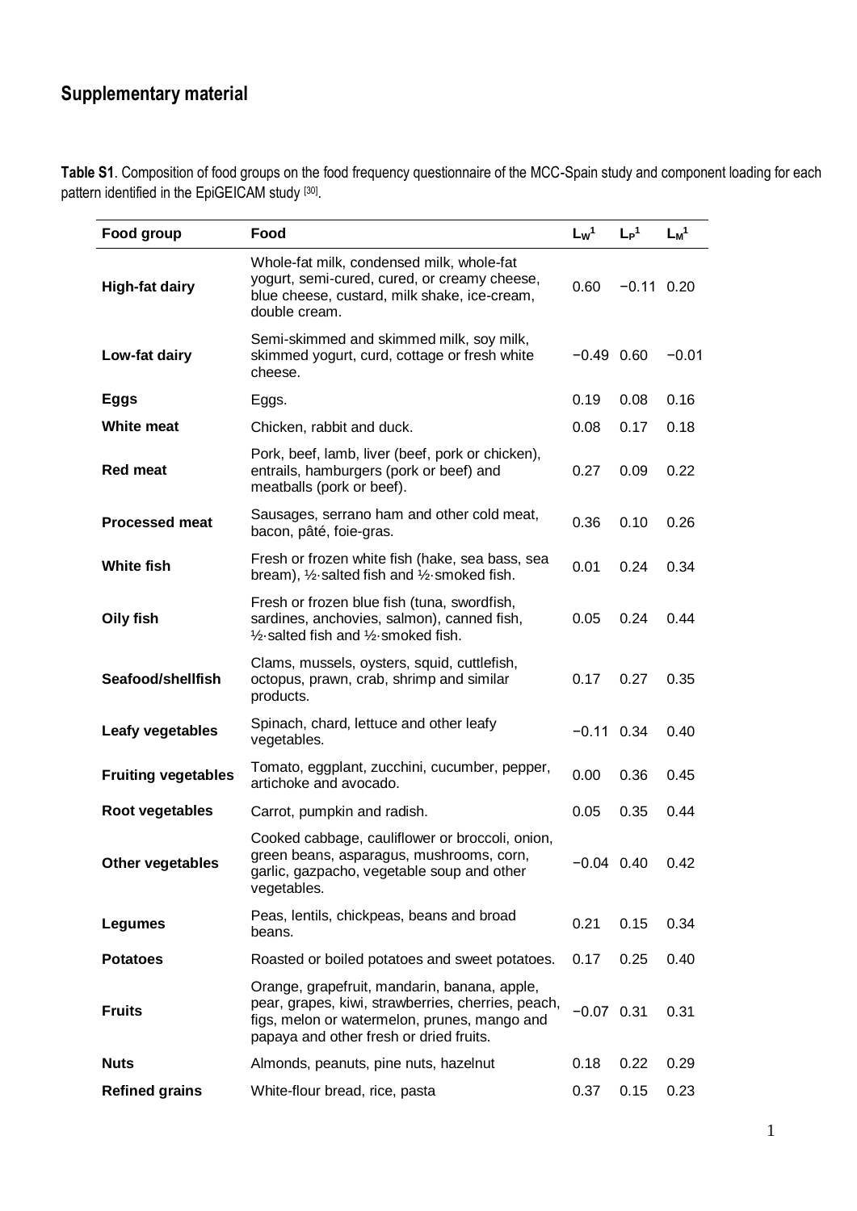## Supplementary material

**Table S1**. Composition of food groups on the food frequency questionnaire of the MCC-Spain study and component loading for each pattern identified in the EpiGEICAM study [30].

| Food group | Food | $L_W$[1] | $L_P$[1] | $L_M$[1] |
|---|---|---|---|---|
| **High-fat dairy** | Whole-fat milk, condensed milk, whole-fat yogurt, semi-cured, cured, or creamy cheese, blue cheese, custard, milk shake, ice-cream, double cream. | 0.60 | −0.11 | 0.20 |
| **Low-fat dairy** | Semi-skimmed and skimmed milk, soy milk, skimmed yogurt, curd, cottage or fresh white cheese. | −0.49 | 0.60 | −0.01 |
| **Eggs** | Eggs. | 0.19 | 0.08 | 0.16 |
| **White meat** | Chicken, rabbit and duck. | 0.08 | 0.17 | 0.18 |
| **Red meat** | Pork, beef, lamb, liver (beef, pork or chicken), entrails, hamburgers (pork or beef) and meatballs (pork or beef). | 0.27 | 0.09 | 0.22 |
| **Processed meat** | Sausages, serrano ham and other cold meat, bacon, pâté, foie-gras. | 0.36 | 0.10 | 0.26 |
| **White fish** | Fresh or frozen white fish (hake, sea bass, sea bream), ½·salted fish and ½·smoked fish. | 0.01 | 0.24 | 0.34 |
| **Oily fish** | Fresh or frozen blue fish (tuna, swordfish, sardines, anchovies, salmon), canned fish, ½·salted fish and ½·smoked fish. | 0.05 | 0.24 | 0.44 |
| **Seafood/shellfish** | Clams, mussels, oysters, squid, cuttlefish, octopus, prawn, crab, shrimp and similar products. | 0.17 | 0.27 | 0.35 |
| **Leafy vegetables** | Spinach, chard, lettuce and other leafy vegetables. | −0.11 | 0.34 | 0.40 |
| **Fruiting vegetables** | Tomato, eggplant, zucchini, cucumber, pepper, artichoke and avocado. | 0.00 | 0.36 | 0.45 |
| **Root vegetables** | Carrot, pumpkin and radish. | 0.05 | 0.35 | 0.44 |
| **Other vegetables** | Cooked cabbage, cauliflower or broccoli, onion, green beans, asparagus, mushrooms, corn, garlic, gazpacho, vegetable soup and other vegetables. | −0.04 | 0.40 | 0.42 |
| **Legumes** | Peas, lentils, chickpeas, beans and broad beans. | 0.21 | 0.15 | 0.34 |
| **Potatoes** | Roasted or boiled potatoes and sweet potatoes. | 0.17 | 0.25 | 0.40 |
| **Fruits** | Orange, grapefruit, mandarin, banana, apple, pear, grapes, kiwi, strawberries, cherries, peach, figs, melon or watermelon, prunes, mango and papaya and other fresh or dried fruits. | −0.07 | 0.31 | 0.31 |
| **Nuts** | Almonds, peanuts, pine nuts, hazelnut | 0.18 | 0.22 | 0.29 |
| **Refined grains** | White-flour bread, rice, pasta | 0.37 | 0.15 | 0.23 |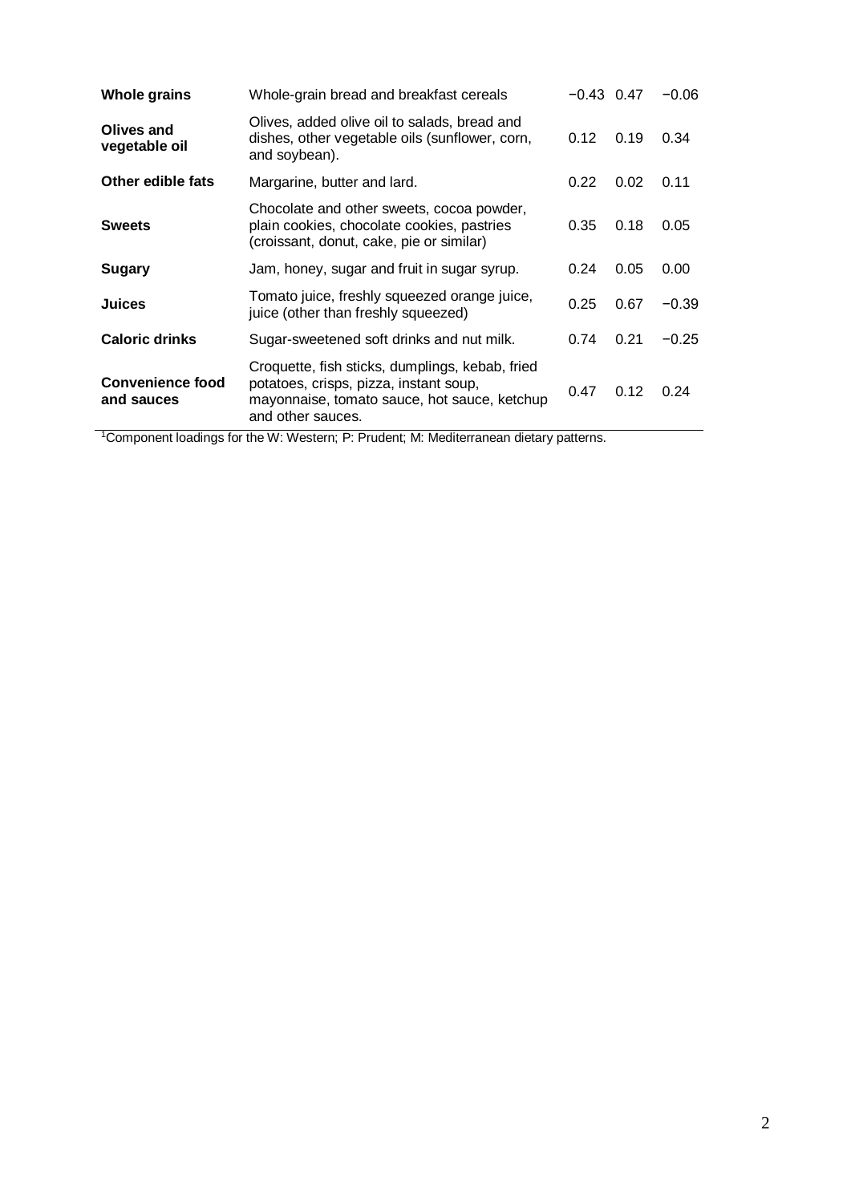| | | | | |
|---|---|---|---|---|
| **Whole grains** | Whole-grain bread and breakfast cereals | −0.43 | 0.47 | −0.06 |
| **Olives and vegetable oil** | Olives, added olive oil to salads, bread and dishes, other vegetable oils (sunflower, corn, and soybean). | 0.12 | 0.19 | 0.34 |
| **Other edible fats** | Margarine, butter and lard. | 0.22 | 0.02 | 0.11 |
| **Sweets** | Chocolate and other sweets, cocoa powder, plain cookies, chocolate cookies, pastries (croissant, donut, cake, pie or similar) | 0.35 | 0.18 | 0.05 |
| **Sugary** | Jam, honey, sugar and fruit in sugar syrup. | 0.24 | 0.05 | 0.00 |
| **Juices** | Tomato juice, freshly squeezed orange juice, juice (other than freshly squeezed) | 0.25 | 0.67 | −0.39 |
| **Caloric drinks** | Sugar-sweetened soft drinks and nut milk. | 0.74 | 0.21 | −0.25 |
| **Convenience food and sauces** | Croquette, fish sticks, dumplings, kebab, fried potatoes, crisps, pizza, instant soup, mayonnaise, tomato sauce, hot sauce, ketchup and other sauces. | 0.47 | 0.12 | 0.24 |

[1]Component loadings for the W: Western; P: Prudent; M: Mediterranean dietary patterns.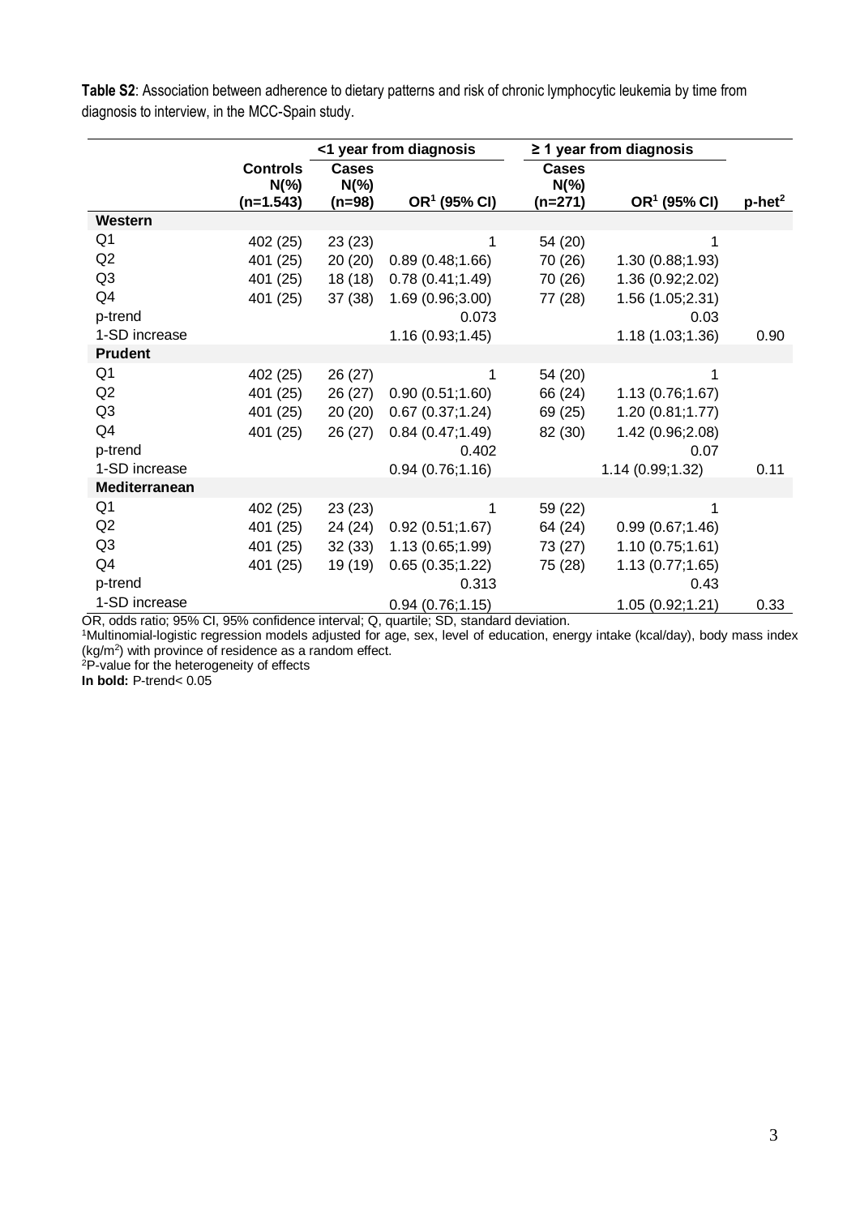**Table S2**: Association between adherence to dietary patterns and risk of chronic lymphocytic leukemia by time from diagnosis to interview, in the MCC-Spain study.

| | Controls N(%) (n=1.543) | <1 year from diagnosis | | ≥ 1 year from diagnosis | | |
|---|---|---|---|---|---|---|
| | | Cases N(%) (n=98) | OR[1] (95% CI) | Cases N(%) (n=271) | OR[1] (95% CI) | p-het[2] |
| **Western** | | | | | | |
| Q1 | 402 (25) | 23 (23) | 1 | 54 (20) | 1 | |
| Q2 | 401 (25) | 20 (20) | 0.89 (0.48;1.66) | 70 (26) | 1.30 (0.88;1.93) | |
| Q3 | 401 (25) | 18 (18) | 0.78 (0.41;1.49) | 70 (26) | 1.36 (0.92;2.02) | |
| Q4 | 401 (25) | 37 (38) | 1.69 (0.96;3.00) | 77 (28) | 1.56 (1.05;2.31) | |
| p-trend | | | 0.073 | | 0.03 | |
| 1-SD increase | | | 1.16 (0.93;1.45) | | 1.18 (1.03;1.36) | 0.90 |
| **Prudent** | | | | | | |
| Q1 | 402 (25) | 26 (27) | 1 | 54 (20) | 1 | |
| Q2 | 401 (25) | 26 (27) | 0.90 (0.51;1.60) | 66 (24) | 1.13 (0.76;1.67) | |
| Q3 | 401 (25) | 20 (20) | 0.67 (0.37;1.24) | 69 (25) | 1.20 (0.81;1.77) | |
| Q4 | 401 (25) | 26 (27) | 0.84 (0.47;1.49) | 82 (30) | 1.42 (0.96;2.08) | |
| p-trend | | | 0.402 | | 0.07 | |
| 1-SD increase | | | 0.94 (0.76;1.16) | | 1.14 (0.99;1.32) | 0.11 |
| **Mediterranean** | | | | | | |
| Q1 | 402 (25) | 23 (23) | 1 | 59 (22) | 1 | |
| Q2 | 401 (25) | 24 (24) | 0.92 (0.51;1.67) | 64 (24) | 0.99 (0.67;1.46) | |
| Q3 | 401 (25) | 32 (33) | 1.13 (0.65;1.99) | 73 (27) | 1.10 (0.75;1.61) | |
| Q4 | 401 (25) | 19 (19) | 0.65 (0.35;1.22) | 75 (28) | 1.13 (0.77;1.65) | |
| p-trend | | | 0.313 | | 0.43 | |
| 1-SD increase | | | 0.94 (0.76;1.15) | | 1.05 (0.92;1.21) | 0.33 |

OR, odds ratio; 95% CI, 95% confidence interval; Q, quartile; SD, standard deviation.
[1]Multinomial-logistic regression models adjusted for age, sex, level of education, energy intake (kcal/day), body mass index ($kg/m^2$) with province of residence as a random effect.
[2]P-value for the heterogeneity of effects
**In bold:** P-trend< 0.05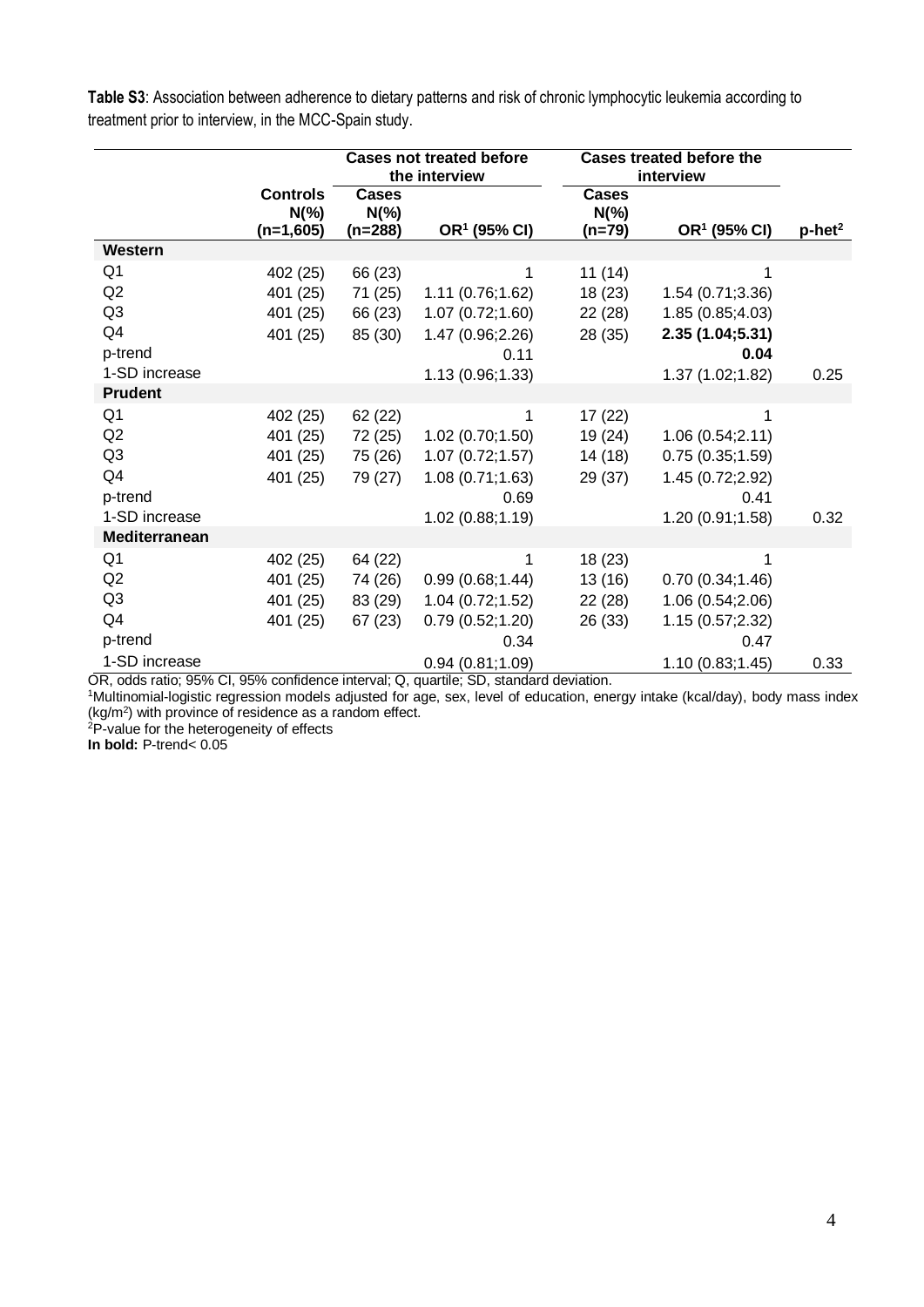**Table S3**: Association between adherence to dietary patterns and risk of chronic lymphocytic leukemia according to treatment prior to interview, in the MCC-Spain study.

| | | Cases not treated before the interview | | Cases treated before the interview | | |
|---|---|---|---|---|---|---|
| | Controls N(%) (n=1,605) | Cases N(%) (n=288) | OR[1] (95% CI) | Cases N(%) (n=79) | OR[1] (95% CI) | p-het[2] |
| **Western** | | | | | | |
| Q1 | 402 (25) | 66 (23) | 1 | 11 (14) | 1 | |
| Q2 | 401 (25) | 71 (25) | 1.11 (0.76;1.62) | 18 (23) | 1.54 (0.71;3.36) | |
| Q3 | 401 (25) | 66 (23) | 1.07 (0.72;1.60) | 22 (28) | 1.85 (0.85;4.03) | |
| Q4 | 401 (25) | 85 (30) | 1.47 (0.96;2.26) | 28 (35) | **2.35 (1.04;5.31)** | |
| p-trend | | | 0.11 | | **0.04** | |
| 1-SD increase | | | 1.13 (0.96;1.33) | | 1.37 (1.02;1.82) | 0.25 |
| **Prudent** | | | | | | |
| Q1 | 402 (25) | 62 (22) | 1 | 17 (22) | 1 | |
| Q2 | 401 (25) | 72 (25) | 1.02 (0.70;1.50) | 19 (24) | 1.06 (0.54;2.11) | |
| Q3 | 401 (25) | 75 (26) | 1.07 (0.72;1.57) | 14 (18) | 0.75 (0.35;1.59) | |
| Q4 | 401 (25) | 79 (27) | 1.08 (0.71;1.63) | 29 (37) | 1.45 (0.72;2.92) | |
| p-trend | | | 0.69 | | 0.41 | |
| 1-SD increase | | | 1.02 (0.88;1.19) | | 1.20 (0.91;1.58) | 0.32 |
| **Mediterranean** | | | | | | |
| Q1 | 402 (25) | 64 (22) | 1 | 18 (23) | 1 | |
| Q2 | 401 (25) | 74 (26) | 0.99 (0.68;1.44) | 13 (16) | 0.70 (0.34;1.46) | |
| Q3 | 401 (25) | 83 (29) | 1.04 (0.72;1.52) | 22 (28) | 1.06 (0.54;2.06) | |
| Q4 | 401 (25) | 67 (23) | 0.79 (0.52;1.20) | 26 (33) | 1.15 (0.57;2.32) | |
| p-trend | | | 0.34 | | 0.47 | |
| 1-SD increase | | | 0.94 (0.81;1.09) | | 1.10 (0.83;1.45) | 0.33 |

OR, odds ratio; 95% CI, 95% confidence interval; Q, quartile; SD, standard deviation.
[1]Multinomial-logistic regression models adjusted for age, sex, level of education, energy intake (kcal/day), body mass index ($kg/m^2$) with province of residence as a random effect.
[2]P-value for the heterogeneity of effects
**In bold:** P-trend< 0.05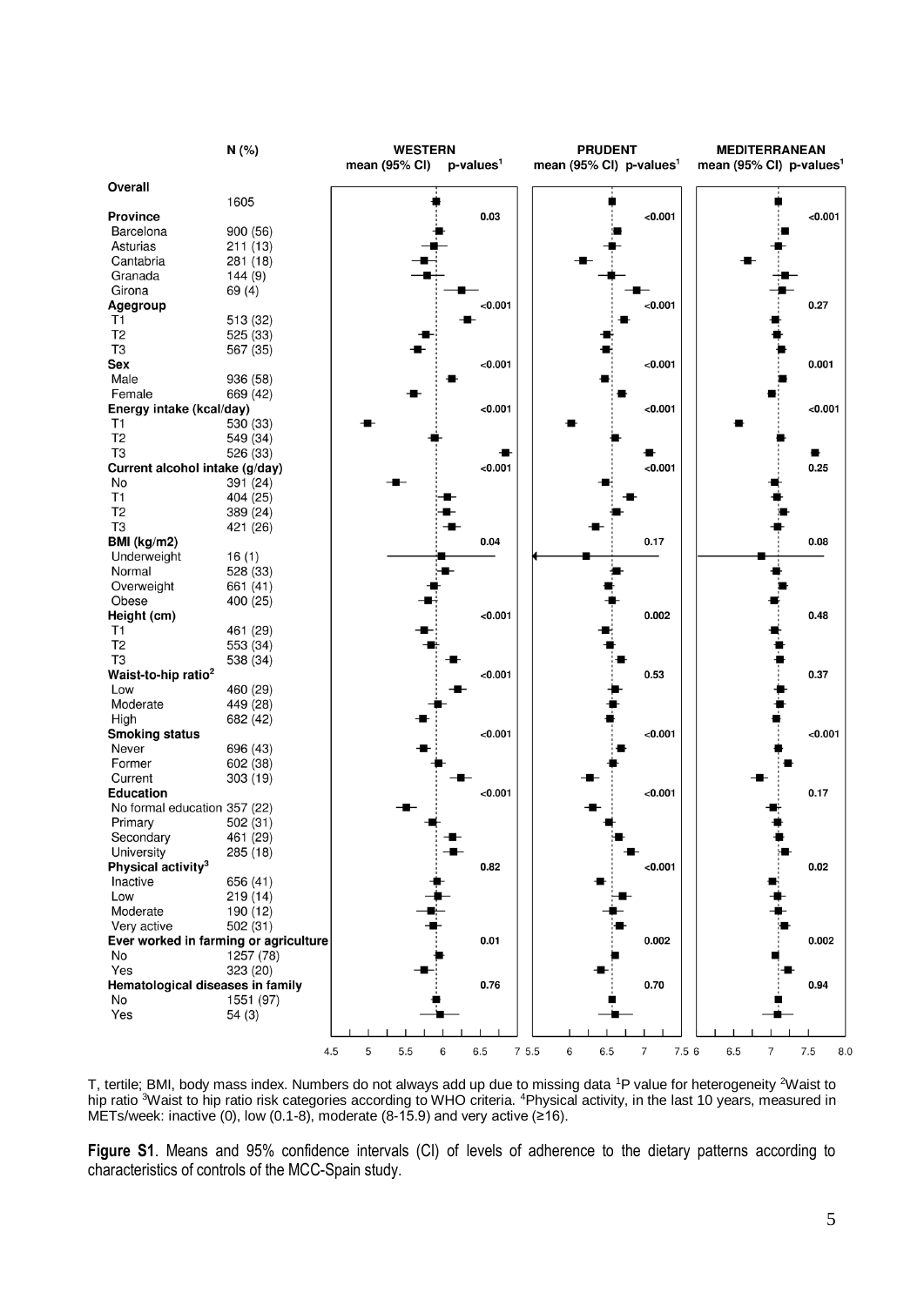| | N (%) | WESTERN p-values[1] | PRUDENT p-values[1] | MEDITERRANEAN p-values[1] |
|---|---|---|---|---|
| **Overall** | 1605 | | | |
| **Province** | | 0.03 | <0.001 | <0.001 |
| Barcelona | 900 (56) | | | |
| Asturias | 211 (13) | | | |
| Cantabria | 281 (18) | | | |
| Granada | 144 (9) | | | |
| Girona | 69 (4) | | | |
| **Agegroup** | | <0.001 | <0.001 | 0.27 |
| T1 | 513 (32) | | | |
| T2 | 525 (33) | | | |
| T3 | 567 (35) | | | |
| **Sex** | | <0.001 | <0.001 | 0.001 |
| Male | 936 (58) | | | |
| Female | 669 (42) | | | |
| **Energy intake (kcal/day)** | | <0.001 | <0.001 | <0.001 |
| T1 | 530 (33) | | | |
| T2 | 549 (34) | | | |
| T3 | 526 (33) | | | |
| **Current alcohol intake (g/day)** | | <0.001 | <0.001 | 0.25 |
| No | 391 (24) | | | |
| T1 | 404 (25) | | | |
| T2 | 389 (24) | | | |
| T3 | 421 (26) | | | |
| **BMI (kg/m2)** | | 0.04 | 0.17 | 0.08 |
| Underweight | 16 (1) | | | |
| Normal | 528 (33) | | | |
| Overweight | 661 (41) | | | |
| Obese | 400 (25) | | | |
| **Height (cm)** | | <0.001 | 0.002 | 0.48 |
| T1 | 461 (29) | | | |
| T2 | 553 (34) | | | |
| T3 | 538 (34) | | | |
| **Waist-to-hip ratio[2]** | | <0.001 | 0.53 | 0.37 |
| Low | 460 (29) | | | |
| Moderate | 449 (28) | | | |
| High | 682 (42) | | | |
| **Smoking status** | | <0.001 | <0.001 | <0.001 |
| Never | 696 (43) | | | |
| Former | 602 (38) | | | |
| Current | 303 (19) | | | |
| **Education** | | <0.001 | <0.001 | 0.17 |
| No formal education | 357 (22) | | | |
| Primary | 502 (31) | | | |
| Secondary | 461 (29) | | | |
| University | 285 (18) | | | |
| **Physical activity[3]** | | 0.82 | <0.001 | 0.02 |
| Inactive | 656 (41) | | | |
| Low | 219 (14) | | | |
| Moderate | 190 (12) | | | |
| Very active | 502 (31) | | | |
| **Ever worked in farming or agriculture** | | 0.01 | 0.002 | 0.002 |
| No | 1257 (78) | | | |
| Yes | 323 (20) | | | |
| **Hematological diseases in family** | | 0.76 | 0.70 | 0.94 |
| No | 1551 (97) | | | |
| Yes | 54 (3) | | | |

T, tertile; BMI, body mass index. Numbers do not always add up due to missing data [1]P value for heterogeneity [2]Waist to hip ratio [3]Waist to hip ratio risk categories according to WHO criteria. [4]Physical activity, in the last 10 years, measured in METs/week: inactive (0), low (0.1-8), moderate (8-15.9) and very active (≥16).

**Figure S1**. Means and 95% confidence intervals (CI) of levels of adherence to the dietary patterns according to characteristics of controls of the MCC-Spain study.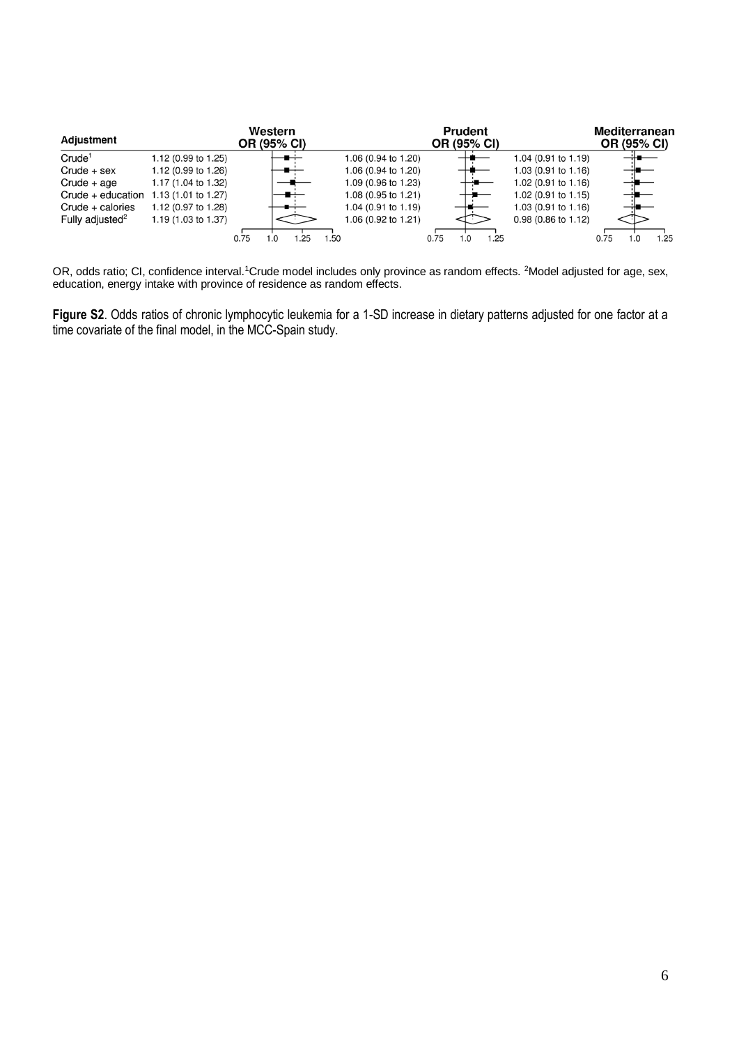| Adjustment | Western OR (95% CI) | Prudent OR (95% CI) | Mediterranean OR (95% CI) |
| --- | --- | --- | --- |
| Crude[1] | 1.12 (0.99 to 1.25) | 1.06 (0.94 to 1.20) | 1.04 (0.91 to 1.19) |
| Crude + sex | 1.12 (0.99 to 1.26) | 1.06 (0.94 to 1.20) | 1.03 (0.91 to 1.16) |
| Crude + age | 1.17 (1.04 to 1.32) | 1.09 (0.96 to 1.23) | 1.02 (0.91 to 1.16) |
| Crude + education | 1.13 (1.01 to 1.27) | 1.08 (0.95 to 1.21) | 1.02 (0.91 to 1.15) |
| Crude + calories | 1.12 (0.97 to 1.28) | 1.04 (0.91 to 1.19) | 1.03 (0.91 to 1.16) |
| Fully adjusted[2] | 1.19 (1.03 to 1.37) | 1.06 (0.92 to 1.21) | 0.98 (0.86 to 1.12) |

OR, odds ratio; CI, confidence interval.[1]Crude model includes only province as random effects. [2]Model adjusted for age, sex, education, energy intake with province of residence as random effects.

**Figure S2**. Odds ratios of chronic lymphocytic leukemia for a 1-SD increase in dietary patterns adjusted for one factor at a time covariate of the final model, in the MCC-Spain study.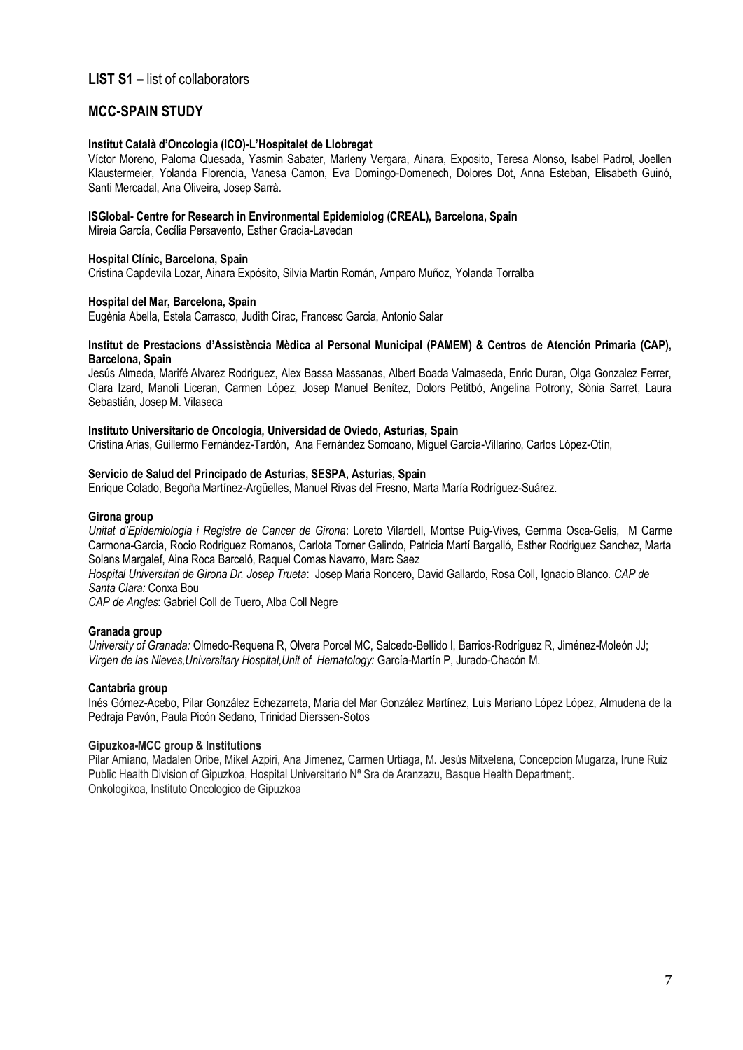**LIST S1 –** list of collaborators

## MCC-SPAIN STUDY

**Institut Català d'Oncologia (ICO)-L'Hospitalet de Llobregat**
Víctor Moreno, Paloma Quesada, Yasmin Sabater, Marleny Vergara, Ainara, Exposito, Teresa Alonso, Isabel Padrol, Joellen Klaustermeier, Yolanda Florencia, Vanesa Camon, Eva Domingo-Domenech, Dolores Dot, Anna Esteban, Elisabeth Guinó, Santi Mercadal, Ana Oliveira, Josep Sarrà.

**ISGlobal- Centre for Research in Environmental Epidemiolog (CREAL), Barcelona, Spain**
Mireia García, Cecília Persavento, Esther Gracia-Lavedan

**Hospital Clínic, Barcelona, Spain**
Cristina Capdevila Lozar, Ainara Expósito, Silvia Martin Román, Amparo Muñoz, Yolanda Torralba

**Hospital del Mar, Barcelona, Spain**
Eugènia Abella, Estela Carrasco, Judith Cirac, Francesc Garcia, Antonio Salar

**Institut de Prestacions d'Assistència Mèdica al Personal Municipal (PAMEM) & Centros de Atención Primaria (CAP), Barcelona, Spain**
Jesús Almeda, Marifé Alvarez Rodriguez, Alex Bassa Massanas, Albert Boada Valmaseda, Enric Duran, Olga Gonzalez Ferrer, Clara Izard, Manoli Liceran, Carmen López, Josep Manuel Benítez, Dolors Petitbó, Angelina Potrony, Sònia Sarret, Laura Sebastián, Josep M. Vilaseca

**Instituto Universitario de Oncología, Universidad de Oviedo, Asturias, Spain**
Cristina Arias, Guillermo Fernández-Tardón, Ana Fernández Somoano, Miguel García-Villarino, Carlos López-Otín,

**Servicio de Salud del Principado de Asturias, SESPA, Asturias, Spain**
Enrique Colado, Begoña Martínez-Argüelles, Manuel Rivas del Fresno, Marta María Rodríguez-Suárez.

**Girona group**
*Unitat d'Epidemiologia i Registre de Cancer de Girona*: Loreto Vilardell, Montse Puig-Vives, Gemma Osca-Gelis, M Carme Carmona-Garcia, Rocio Rodriguez Romanos, Carlota Torner Galindo, Patricia Martí Bargalló, Esther Rodriguez Sanchez, Marta Solans Margalef, Aina Roca Barceló, Raquel Comas Navarro, Marc Saez
*Hospital Universitari de Girona Dr. Josep Trueta*: Josep Maria Roncero, David Gallardo, Rosa Coll, Ignacio Blanco. *CAP de Santa Clara:* Conxa Bou
*CAP de Angles*: Gabriel Coll de Tuero, Alba Coll Negre

**Granada group**
*University of Granada:* Olmedo-Requena R, Olvera Porcel MC, Salcedo-Bellido I, Barrios-Rodríguez R, Jiménez-Moleón JJ;
*Virgen de las Nieves,Universitary Hospital,Unit of Hematology:* García-Martín P, Jurado-Chacón M.

**Cantabria group**
Inés Gómez-Acebo, Pilar González Echezarreta, Maria del Mar González Martínez, Luis Mariano López López, Almudena de la Pedraja Pavón, Paula Picón Sedano, Trinidad Dierssen-Sotos

**Gipuzkoa-MCC group & Institutions**
Pilar Amiano, Madalen Oribe, Mikel Azpiri, Ana Jimenez, Carmen Urtiaga, M. Jesús Mitxelena, Concepcion Mugarza, Irune Ruiz
Public Health Division of Gipuzkoa, Hospital Universitario Nª Sra de Aranzazu, Basque Health Department;.
Onkologikoa, Instituto Oncologico de Gipuzkoa